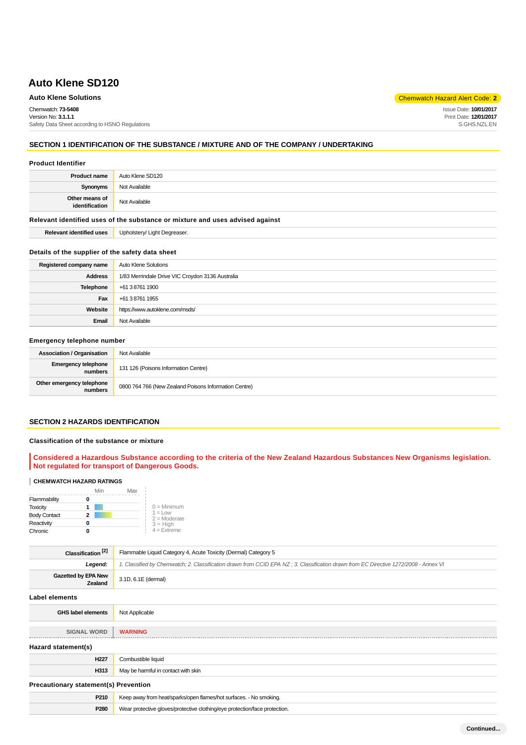# Auto Klene SD120

**Auto Klene Solutions**

Chemwatch Hazard Alert Code: **2**

Chemwatch: **73-5408**
Version No: **3.1.1.1**
Safety Data Sheet according to HSNO Regulations

Issue Date: **10/01/2017**
Print Date: **12/01/2017**
S.GHS.NZL.EN

## SECTION 1 IDENTIFICATION OF THE SUBSTANCE / MIXTURE AND OF THE COMPANY / UNDERTAKING

### Product Identifier

| | |
|---|---|
| **Product name** | Auto Klene SD120 |
| **Synonyms** | Not Available |
| **Other means of identification** | Not Available |

### Relevant identified uses of the substance or mixture and uses advised against

| | |
|---|---|
| **Relevant identified uses** | Upholstery/ Light Degreaser. |

### Details of the supplier of the safety data sheet

| | |
|---|---|
| **Registered company name** | Auto Klene Solutions |
| **Address** | 1/83 Merrindale Drive VIC Croydon 3136 Australia |
| **Telephone** | +61 3 8761 1900 |
| **Fax** | +61 3 8761 1955 |
| **Website** | https://www.autoklene.com/msds/ |
| **Email** | Not Available |

### Emergency telephone number

| | |
|---|---|
| **Association / Organisation** | Not Available |
| **Emergency telephone numbers** | 131 126 (Poisons Information Centre) |
| **Other emergency telephone numbers** | 0800 764 766 (New Zealand Poisons Information Centre) |

## SECTION 2 HAZARDS IDENTIFICATION

### Classification of the substance or mixture

**Considered a Hazardous Substance according to the criteria of the New Zealand Hazardous Substances New Organisms legislation. Not regulated for transport of Dangerous Goods.**

**CHEMWATCH HAZARD RATINGS**

| | Rating |
|---|---|
| Flammability | 0 |
| Toxicity | 1 |
| Body Contact | 2 |
| Reactivity | 0 |
| Chronic | 0 |

0 = Minimum
1 = Low
2 = Moderate
3 = High
4 = Extreme

| | |
|---|---|
| **Classification [2]** | Flammable Liquid Category 4, Acute Toxicity (Dermal) Category 5 |
| ***Legend:*** | *1. Classified by Chemwatch; 2. Classification drawn from CCID EPA NZ ; 3. Classification drawn from EC Directive 1272/2008 - Annex VI* |
| **Gazetted by EPA New Zealand** | 3.1D, 6.1E (dermal) |

### Label elements

| | |
|---|---|
| **GHS label elements** | Not Applicable |
| **SIGNAL WORD** | **WARNING** |

### Hazard statement(s)

| | |
|---|---|
| **H227** | Combustible liquid |
| **H313** | May be harmful in contact with skin |

### Precautionary statement(s) Prevention

| | |
|---|---|
| **P210** | Keep away from heat/sparks/open flames/hot surfaces. - No smoking. |
| **P280** | Wear protective gloves/protective clothing/eye protection/face protection. |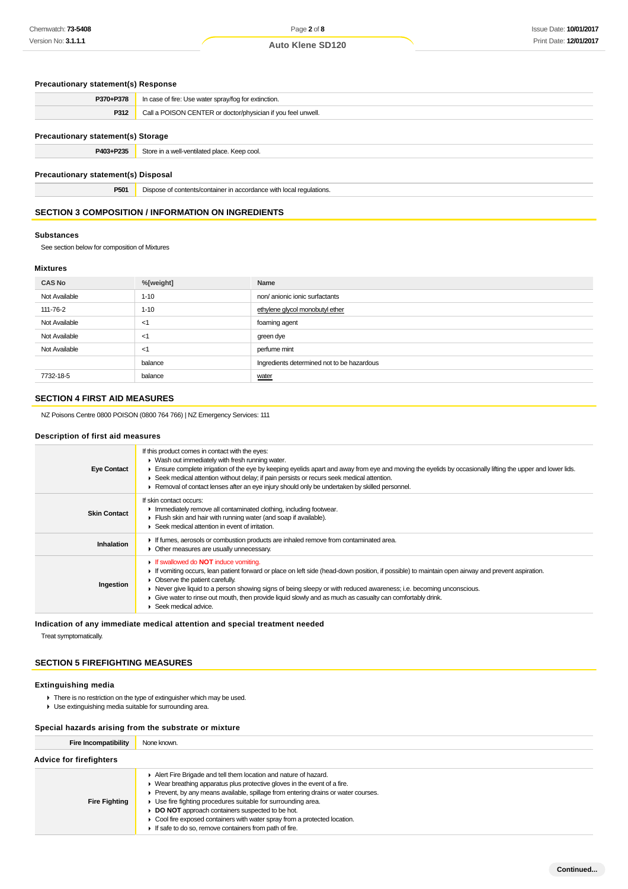### Precautionary statement(s) Response

| | |
|---|---|
| **P370+P378** | In case of fire: Use water spray/fog for extinction. |
| **P312** | Call a POISON CENTER or doctor/physician if you feel unwell. |

### Precautionary statement(s) Storage

| | |
|---|---|
| **P403+P235** | Store in a well-ventilated place. Keep cool. |

### Precautionary statement(s) Disposal

| | |
|---|---|
| **P501** | Dispose of contents/container in accordance with local regulations. |

## SECTION 3 COMPOSITION / INFORMATION ON INGREDIENTS

### Substances

See section below for composition of Mixtures

### Mixtures

| CAS No | %[weight] | Name |
|---|---|---|
| Not Available | 1-10 | non/ anionic ionic surfactants |
| 111-76-2 | 1-10 | ethylene glycol monobutyl ether |
| Not Available | <1 | foaming agent |
| Not Available | <1 | green dye |
| Not Available | <1 | perfume mint |
| | balance | Ingredients determined not to be hazardous |
| 7732-18-5 | balance | water |

## SECTION 4 FIRST AID MEASURES

NZ Poisons Centre 0800 POISON (0800 764 766) | NZ Emergency Services: 111

### Description of first aid measures

| | |
|---|---|
| **Eye Contact** | If this product comes in contact with the eyes:<br>▸ Wash out immediately with fresh running water.<br>▸ Ensure complete irrigation of the eye by keeping eyelids apart and away from eye and moving the eyelids by occasionally lifting the upper and lower lids.<br>▸ Seek medical attention without delay; if pain persists or recurs seek medical attention.<br>▸ Removal of contact lenses after an eye injury should only be undertaken by skilled personnel. |
| **Skin Contact** | If skin contact occurs:<br>▸ Immediately remove all contaminated clothing, including footwear.<br>▸ Flush skin and hair with running water (and soap if available).<br>▸ Seek medical attention in event of irritation. |
| **Inhalation** | ▸ If fumes, aerosols or combustion products are inhaled remove from contaminated area.<br>▸ Other measures are usually unnecessary. |
| **Ingestion** | ▸ If swallowed do **NOT** induce vomiting.<br>▸ If vomiting occurs, lean patient forward or place on left side (head-down position, if possible) to maintain open airway and prevent aspiration.<br>▸ Observe the patient carefully.<br>▸ Never give liquid to a person showing signs of being sleepy or with reduced awareness; i.e. becoming unconscious.<br>▸ Give water to rinse out mouth, then provide liquid slowly and as much as casualty can comfortably drink.<br>▸ Seek medical advice. |

### Indication of any immediate medical attention and special treatment needed

Treat symptomatically.

## SECTION 5 FIREFIGHTING MEASURES

### Extinguishing media

- There is no restriction on the type of extinguisher which may be used.
- Use extinguishing media suitable for surrounding area.

### Special hazards arising from the substrate or mixture

| | |
|---|---|
| **Fire Incompatibility** | None known. |

### Advice for firefighters

| | |
|---|---|
| **Fire Fighting** | ▸ Alert Fire Brigade and tell them location and nature of hazard.<br>▸ Wear breathing apparatus plus protective gloves in the event of a fire.<br>▸ Prevent, by any means available, spillage from entering drains or water courses.<br>▸ Use fire fighting procedures suitable for surrounding area.<br>▸ **DO NOT** approach containers suspected to be hot.<br>▸ Cool fire exposed containers with water spray from a protected location.<br>▸ If safe to do so, remove containers from path of fire. |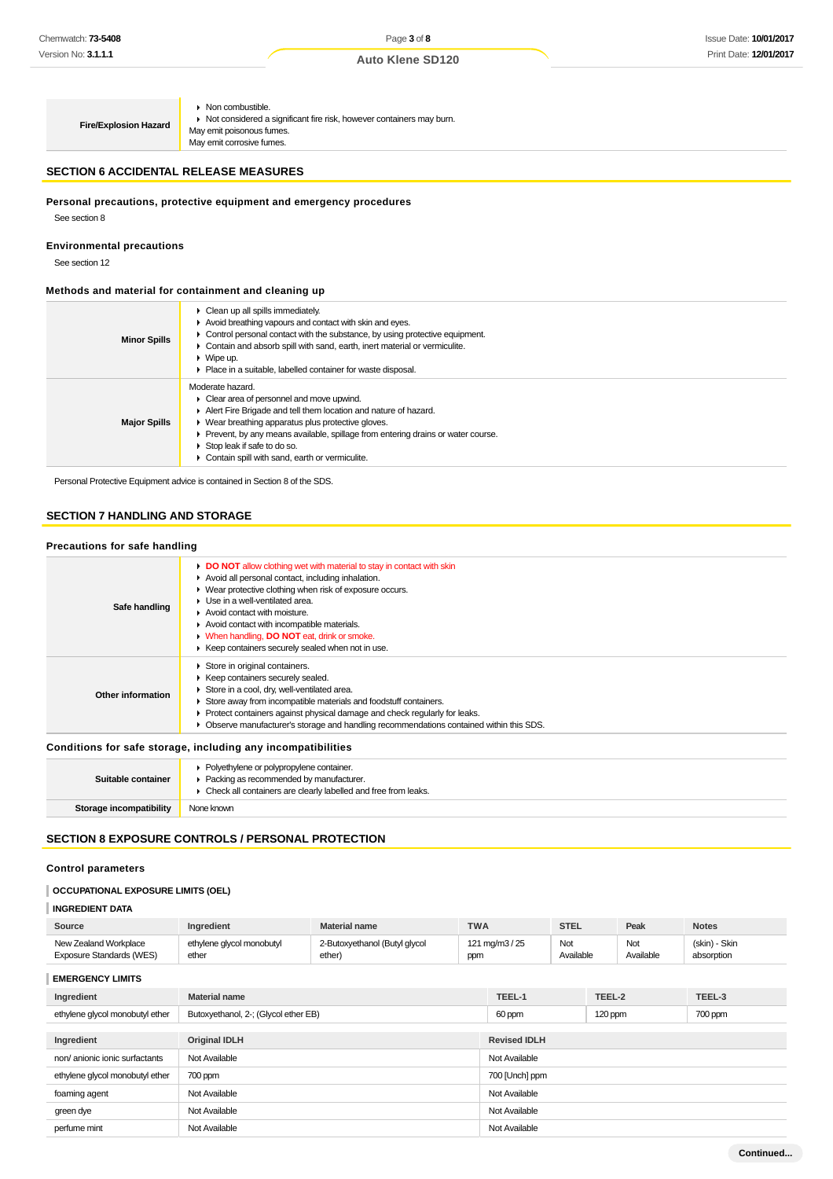| | |
|---|---|
| **Fire/Explosion Hazard** | ▸ Non combustible.<br>▸ Not considered a significant fire risk, however containers may burn.<br>May emit poisonous fumes.<br>May emit corrosive fumes. |

## SECTION 6 ACCIDENTAL RELEASE MEASURES

### Personal precautions, protective equipment and emergency procedures

See section 8

### Environmental precautions

See section 12

### Methods and material for containment and cleaning up

| | |
|---|---|
| **Minor Spills** | ▸ Clean up all spills immediately.<br>▸ Avoid breathing vapours and contact with skin and eyes.<br>▸ Control personal contact with the substance, by using protective equipment.<br>▸ Contain and absorb spill with sand, earth, inert material or vermiculite.<br>▸ Wipe up.<br>▸ Place in a suitable, labelled container for waste disposal. |
| **Major Spills** | Moderate hazard.<br>▸ Clear area of personnel and move upwind.<br>▸ Alert Fire Brigade and tell them location and nature of hazard.<br>▸ Wear breathing apparatus plus protective gloves.<br>▸ Prevent, by any means available, spillage from entering drains or water course.<br>▸ Stop leak if safe to do so.<br>▸ Contain spill with sand, earth or vermiculite. |

Personal Protective Equipment advice is contained in Section 8 of the SDS.

## SECTION 7 HANDLING AND STORAGE

### Precautions for safe handling

| | |
|---|---|
| **Safe handling** | ▸ **DO NOT** allow clothing wet with material to stay in contact with skin<br>▸ Avoid all personal contact, including inhalation.<br>▸ Wear protective clothing when risk of exposure occurs.<br>▸ Use in a well-ventilated area.<br>▸ Avoid contact with moisture.<br>▸ Avoid contact with incompatible materials.<br>▸ When handling, **DO NOT** eat, drink or smoke.<br>▸ Keep containers securely sealed when not in use. |
| **Other information** | ▸ Store in original containers.<br>▸ Keep containers securely sealed.<br>▸ Store in a cool, dry, well-ventilated area.<br>▸ Store away from incompatible materials and foodstuff containers.<br>▸ Protect containers against physical damage and check regularly for leaks.<br>▸ Observe manufacturer's storage and handling recommendations contained within this SDS. |

### Conditions for safe storage, including any incompatibilities

| | |
|---|---|
| **Suitable container** | ▸ Polyethylene or polypropylene container.<br>▸ Packing as recommended by manufacturer.<br>▸ Check all containers are clearly labelled and free from leaks. |
| **Storage incompatibility** | None known |

## SECTION 8 EXPOSURE CONTROLS / PERSONAL PROTECTION

### Control parameters

#### OCCUPATIONAL EXPOSURE LIMITS (OEL)

#### INGREDIENT DATA

| Source | Ingredient | Material name | TWA | STEL | Peak | Notes |
|---|---|---|---|---|---|---|
| New Zealand Workplace Exposure Standards (WES) | ethylene glycol monobutyl ether | 2-Butoxyethanol (Butyl glycol ether) | 121 mg/m3 / 25 ppm | Not Available | Not Available | (skin) - Skin absorption |

#### EMERGENCY LIMITS

| Ingredient | Material name | TEEL-1 | TEEL-2 | TEEL-3 |
|---|---|---|---|---|
| ethylene glycol monobutyl ether | Butoxyethanol, 2-; (Glycol ether EB) | 60 ppm | 120 ppm | 700 ppm |

| Ingredient | Original IDLH | Revised IDLH |
|---|---|---|
| non/ anionic ionic surfactants | Not Available | Not Available |
| ethylene glycol monobutyl ether | 700 ppm | 700 [Unch] ppm |
| foaming agent | Not Available | Not Available |
| green dye | Not Available | Not Available |
| perfume mint | Not Available | Not Available |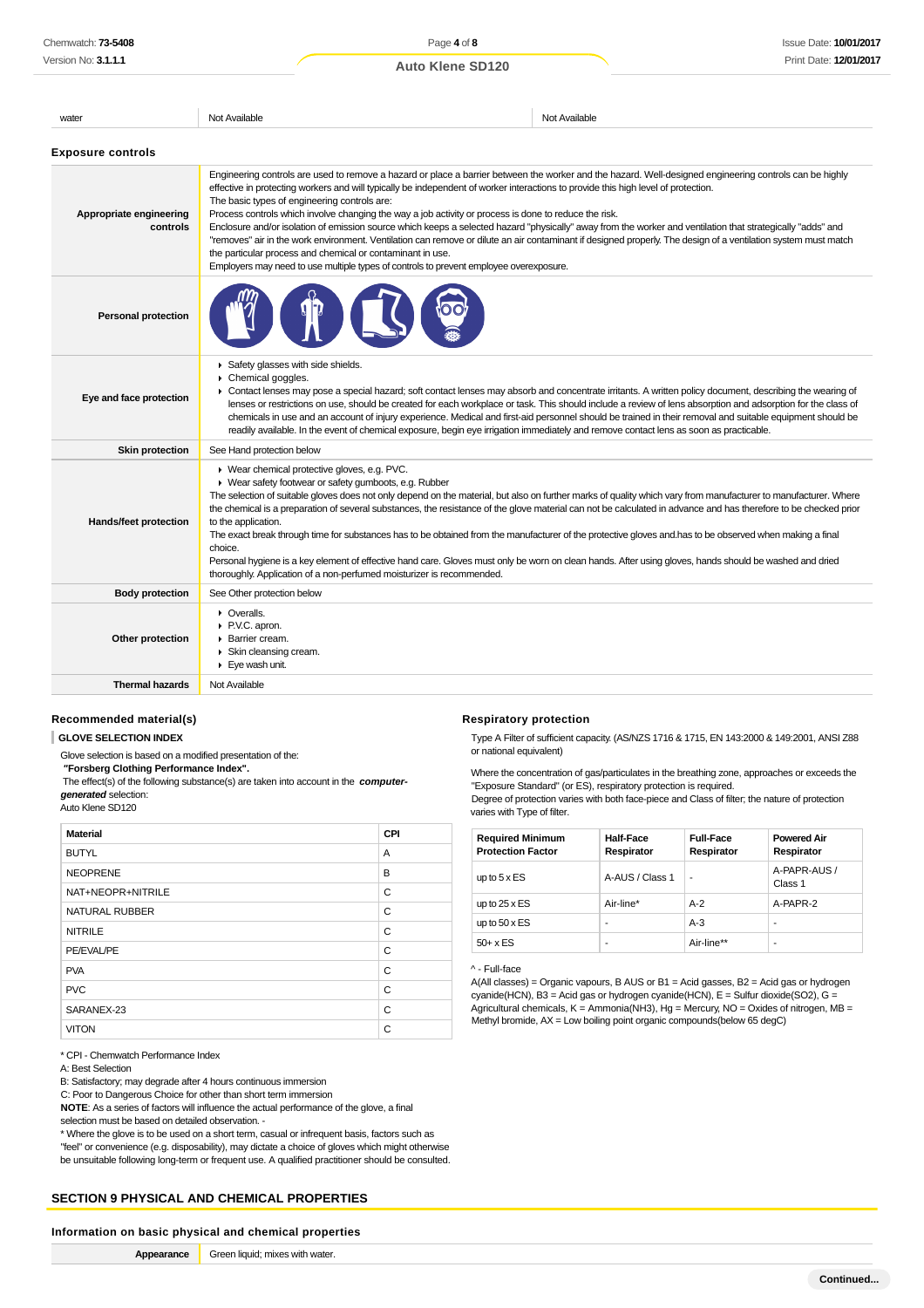| water | Not Available | Not Available |
|---|---|---|

### Exposure controls

| | |
|---|---|
| **Appropriate engineering controls** | Engineering controls are used to remove a hazard or place a barrier between the worker and the hazard. Well-designed engineering controls can be highly effective in protecting workers and will typically be independent of worker interactions to provide this high level of protection. The basic types of engineering controls are: Process controls which involve changing the way a job activity or process is done to reduce the risk. Enclosure and/or isolation of emission source which keeps a selected hazard "physically" away from the worker and ventilation that strategically "adds" and "removes" air in the work environment. Ventilation can remove or dilute an air contaminant if designed properly. The design of a ventilation system must match the particular process and chemical or contaminant in use. Employers may need to use multiple types of controls to prevent employee overexposure. |
| **Personal protection** | |
| **Eye and face protection** | ▸ Safety glasses with side shields. ▸ Chemical goggles. ▸ Contact lenses may pose a special hazard; soft contact lenses may absorb and concentrate irritants. A written policy document, describing the wearing of lenses or restrictions on use, should be created for each workplace or task. This should include a review of lens absorption and adsorption for the class of chemicals in use and an account of injury experience. Medical and first-aid personnel should be trained in their removal and suitable equipment should be readily available. In the event of chemical exposure, begin eye irrigation immediately and remove contact lens as soon as practicable. |
| **Skin protection** | See Hand protection below |
| **Hands/feet protection** | ▸ Wear chemical protective gloves, e.g. PVC. ▸ Wear safety footwear or safety gumboots, e.g. Rubber. The selection of suitable gloves does not only depend on the material, but also on further marks of quality which vary from manufacturer to manufacturer. Where the chemical is a preparation of several substances, the resistance of the glove material can not be calculated in advance and has therefore to be checked prior to the application. The exact break through time for substances has to be obtained from the manufacturer of the protective gloves and.has to be observed when making a final choice. Personal hygiene is a key element of effective hand care. Gloves must only be worn on clean hands. After using gloves, hands should be washed and dried thoroughly. Application of a non-perfumed moisturizer is recommended. |
| **Body protection** | See Other protection below |
| **Other protection** | ▸ Overalls. ▸ P.V.C. apron. ▸ Barrier cream. ▸ Skin cleansing cream. ▸ Eye wash unit. |
| **Thermal hazards** | Not Available |

### Recommended material(s)

**GLOVE SELECTION INDEX**

Glove selection is based on a modified presentation of the:

**"Forsberg Clothing Performance Index".**

The effect(s) of the following substance(s) are taken into account in the ***computer-generated*** selection:

Auto Klene SD120

| Material | CPI |
|---|---|
| BUTYL | A |
| NEOPRENE | B |
| NAT+NEOPR+NITRILE | C |
| NATURAL RUBBER | C |
| NITRILE | C |
| PE/EVAL/PE | C |
| PVA | C |
| PVC | C |
| SARANEX-23 | C |
| VITON | C |

* CPI - Chemwatch Performance Index

A: Best Selection

B: Satisfactory; may degrade after 4 hours continuous immersion

C: Poor to Dangerous Choice for other than short term immersion

**NOTE**: As a series of factors will influence the actual performance of the glove, a final selection must be based on detailed observation. -

* Where the glove is to be used on a short term, casual or infrequent basis, factors such as "feel" or convenience (e.g. disposability), may dictate a choice of gloves which might otherwise be unsuitable following long-term or frequent use. A qualified practitioner should be consulted.

### Respiratory protection

Type A Filter of sufficient capacity. (AS/NZS 1716 & 1715, EN 143:2000 & 149:2001, ANSI Z88 or national equivalent)

Where the concentration of gas/particulates in the breathing zone, approaches or exceeds the "Exposure Standard" (or ES), respiratory protection is required.

Degree of protection varies with both face-piece and Class of filter; the nature of protection varies with Type of filter.

| Required Minimum Protection Factor | Half-Face Respirator | Full-Face Respirator | Powered Air Respirator |
|---|---|---|---|
| up to 5 x ES | A-AUS / Class 1 | - | A-PAPR-AUS / Class 1 |
| up to 25 x ES | Air-line* | A-2 | A-PAPR-2 |
| up to 50 x ES | - | A-3 | - |
| 50+ x ES | - | Air-line** | - |

^ - Full-face

A(All classes) = Organic vapours, B AUS or B1 = Acid gasses, B2 = Acid gas or hydrogen cyanide(HCN), B3 = Acid gas or hydrogen cyanide(HCN), E = Sulfur dioxide($SO_2$), G = Agricultural chemicals, K = Ammonia($NH_3$), Hg = Mercury, NO = Oxides of nitrogen, MB = Methyl bromide, AX = Low boiling point organic compounds(below 65 degC)

## SECTION 9 PHYSICAL AND CHEMICAL PROPERTIES

### Information on basic physical and chemical properties

| | |
|---|---|
| **Appearance** | Green liquid; mixes with water. |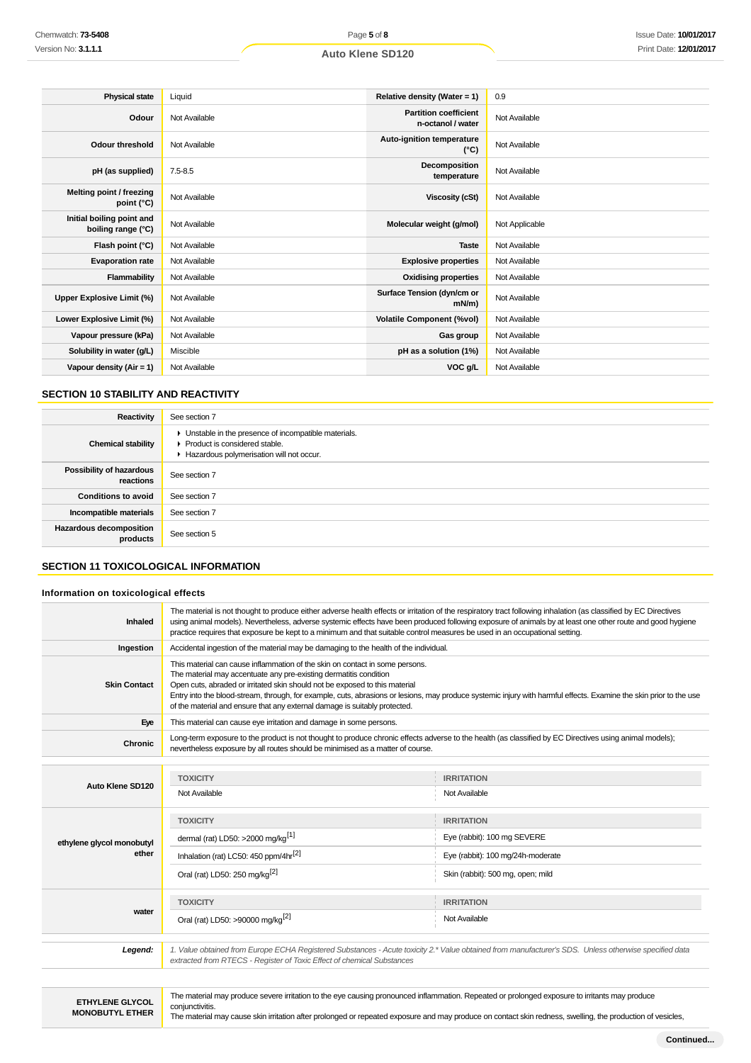| Physical state | Liquid | Relative density (Water = 1) | 0.9 |
|---|---|---|---|
| Odour | Not Available | Partition coefficient n-octanol / water | Not Available |
| Odour threshold | Not Available | Auto-ignition temperature (°C) | Not Available |
| pH (as supplied) | 7.5-8.5 | Decomposition temperature | Not Available |
| Melting point / freezing point (°C) | Not Available | Viscosity (cSt) | Not Available |
| Initial boiling point and boiling range (°C) | Not Available | Molecular weight (g/mol) | Not Applicable |
| Flash point (°C) | Not Available | Taste | Not Available |
| Evaporation rate | Not Available | Explosive properties | Not Available |
| Flammability | Not Available | Oxidising properties | Not Available |
| Upper Explosive Limit (%) | Not Available | Surface Tension (dyn/cm or mN/m) | Not Available |
| Lower Explosive Limit (%) | Not Available | Volatile Component (%vol) | Not Available |
| Vapour pressure (kPa) | Not Available | Gas group | Not Available |
| Solubility in water (g/L) | Miscible | pH as a solution (1%) | Not Available |
| Vapour density (Air = 1) | Not Available | VOC g/L | Not Available |

## SECTION 10 STABILITY AND REACTIVITY

| | |
|---|---|
| Reactivity | See section 7 |
| Chemical stability | ▸ Unstable in the presence of incompatible materials.<br>▸ Product is considered stable.<br>▸ Hazardous polymerisation will not occur. |
| Possibility of hazardous reactions | See section 7 |
| Conditions to avoid | See section 7 |
| Incompatible materials | See section 7 |
| Hazardous decomposition products | See section 5 |

## SECTION 11 TOXICOLOGICAL INFORMATION

### Information on toxicological effects

| | |
|---|---|
| Inhaled | The material is not thought to produce either adverse health effects or irritation of the respiratory tract following inhalation (as classified by EC Directives using animal models). Nevertheless, adverse systemic effects have been produced following exposure of animals by at least one other route and good hygiene practice requires that exposure be kept to a minimum and that suitable control measures be used in an occupational setting. |
| Ingestion | Accidental ingestion of the material may be damaging to the health of the individual. |
| Skin Contact | This material can cause inflammation of the skin on contact in some persons.<br>The material may accentuate any pre-existing dermatitis condition<br>Open cuts, abraded or irritated skin should not be exposed to this material<br>Entry into the blood-stream, through, for example, cuts, abrasions or lesions, may produce systemic injury with harmful effects. Examine the skin prior to the use of the material and ensure that any external damage is suitably protected. |
| Eye | This material can cause eye irritation and damage in some persons. |
| Chronic | Long-term exposure to the product is not thought to produce chronic effects adverse to the health (as classified by EC Directives using animal models); nevertheless exposure by all routes should be minimised as a matter of course. |

| | TOXICITY | IRRITATION |
|---|---|---|
| Auto Klene SD120 | Not Available | Not Available |
| ethylene glycol monobutyl ether | dermal (rat) LD50: >2000 mg/kg[1] | Eye (rabbit): 100 mg SEVERE |
| | Inhalation (rat) LC50: 450 ppm/4hr[2] | Eye (rabbit): 100 mg/24h-moderate |
| | Oral (rat) LD50: 250 mg/kg[2] | Skin (rabbit): 500 mg, open; mild |
| water | Oral (rat) LD50: >90000 mg/kg[2] | Not Available |

| | |
|---|---|
| ***Legend:*** | *1. Value obtained from Europe ECHA Registered Substances - Acute toxicity 2.* Value obtained from manufacturer's SDS. Unless otherwise specified data extracted from RTECS - Register of Toxic Effect of chemical Substances* |

| | |
|---|---|
| ETHYLENE GLYCOL MONOBUTYL ETHER | The material may produce severe irritation to the eye causing pronounced inflammation. Repeated or prolonged exposure to irritants may produce conjunctivitis.<br>The material may cause skin irritation after prolonged or repeated exposure and may produce on contact skin redness, swelling, the production of vesicles, |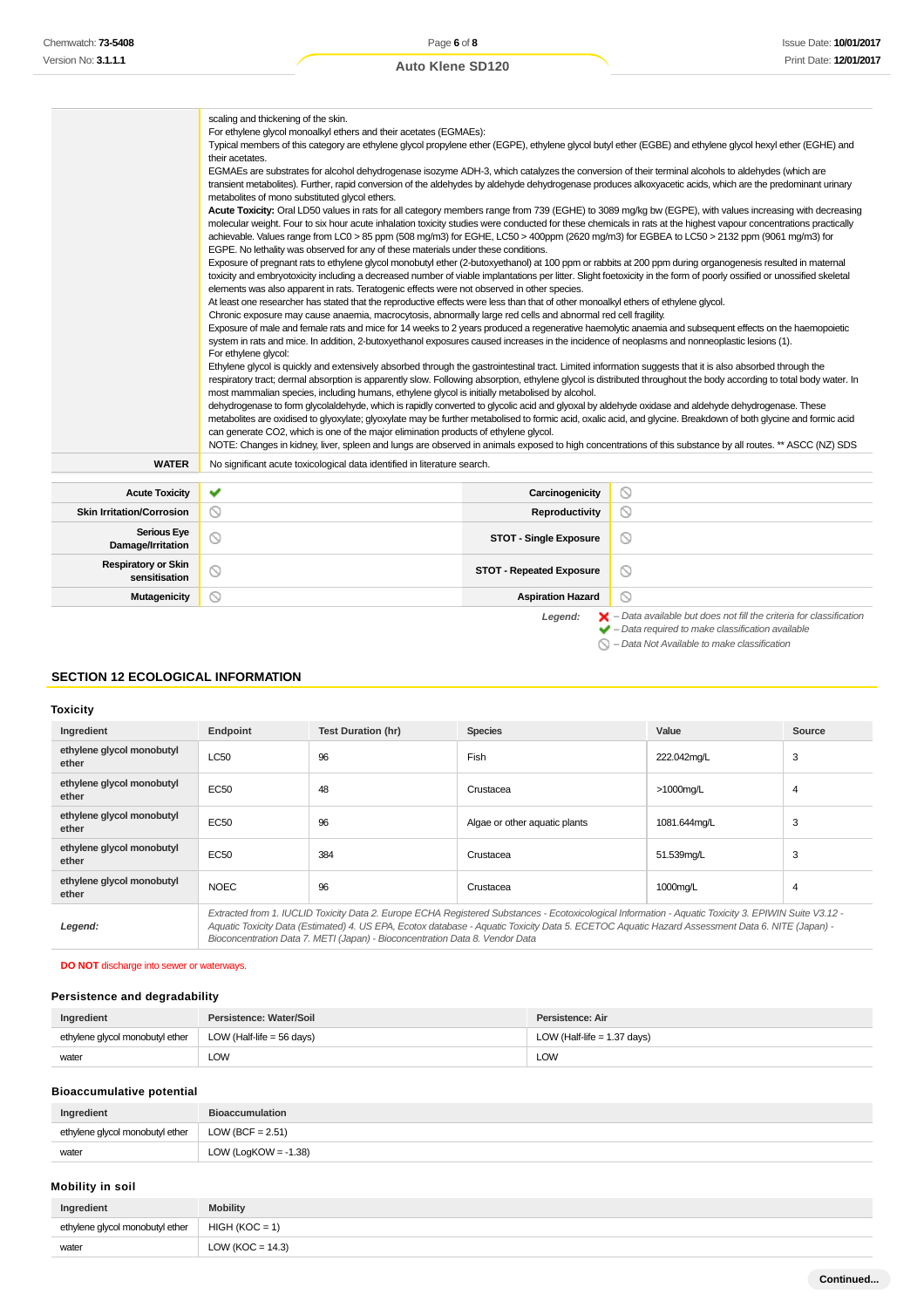| | |
|---|---|
| | scaling and thickening of the skin.<br>For ethylene glycol monoalkyl ethers and their acetates (EGMAEs):<br>Typical members of this category are ethylene glycol propylene ether (EGPE), ethylene glycol butyl ether (EGBE) and ethylene glycol hexyl ether (EGHE) and their acetates.<br>EGMAEs are substrates for alcohol dehydrogenase isozyme ADH-3, which catalyzes the conversion of their terminal alcohols to aldehydes (which are transient metabolites). Further, rapid conversion of the aldehydes by aldehyde dehydrogenase produces alkoxyacetic acids, which are the predominant urinary metabolites of mono substituted glycol ethers.<br>**Acute Toxicity:** Oral LD50 values in rats for all category members range from 739 (EGHE) to 3089 mg/kg bw (EGPE), with values increasing with decreasing molecular weight. Four to six hour acute inhalation toxicity studies were conducted for these chemicals in rats at the highest vapour concentrations practically achievable. Values range from LC0 > 85 ppm (508 mg/m3) for EGHE, LC50 > 400ppm (2620 mg/m3) for EGBEA to LC50 > 2132 ppm (9061 mg/m3) for EGPE. No lethality was observed for any of these materials under these conditions.<br>Exposure of pregnant rats to ethylene glycol monobutyl ether (2-butoxyethanol) at 100 ppm or rabbits at 200 ppm during organogenesis resulted in maternal toxicity and embryotoxicity including a decreased number of viable implantations per litter. Slight foetoxicity in the form of poorly ossified or unossified skeletal elements was also apparent in rats. Teratogenic effects were not observed in other species.<br>At least one researcher has stated that the reproductive effects were less than that of other monoalkyl ethers of ethylene glycol.<br>Chronic exposure may cause anaemia, macrocytosis, abnormally large red cells and abnormal red cell fragility.<br>Exposure of male and female rats and mice for 14 weeks to 2 years produced a regenerative haemolytic anaemia and subsequent effects on the haemopoietic system in rats and mice. In addition, 2-butoxyethanol exposures caused increases in the incidence of neoplasms and nonneoplastic lesions (1).<br>For ethylene glycol:<br>Ethylene glycol is quickly and extensively absorbed through the gastrointestinal tract. Limited information suggests that it is also absorbed through the respiratory tract; dermal absorption is apparently slow. Following absorption, ethylene glycol is distributed throughout the body according to total body water. In most mammalian species, including humans, ethylene glycol is initially metabolised by alcohol.<br>dehydrogenase to form glycolaldehyde, which is rapidly converted to glycolic acid and glyoxal by aldehyde oxidase and aldehyde dehydrogenase. These metabolites are oxidised to glyoxylate; glyoxylate may be further metabolised to formic acid, oxalic acid, and glycine. Breakdown of both glycine and formic acid can generate CO2, which is one of the major elimination products of ethylene glycol.<br>NOTE: Changes in kidney, liver, spleen and lungs are observed in animals exposed to high concentrations of this substance by all routes. ** ASCC (NZ) SDS |
| **WATER** | No significant acute toxicological data identified in literature search. |

| | | | |
|---|---|---|---|
| **Acute Toxicity** | ✔ | **Carcinogenicity** | ⃠ |
| **Skin Irritation/Corrosion** | ⃠ | **Reproductivity** | ⃠ |
| **Serious Eye Damage/Irritation** | ⃠ | **STOT - Single Exposure** | ⃠ |
| **Respiratory or Skin sensitisation** | ⃠ | **STOT - Repeated Exposure** | ⃠ |
| **Mutagenicity** | ⃠ | **Aspiration Hazard** | ⃠ |

*Legend:* ✘ – Data available but does not fill the criteria for classification
✔ – Data required to make classification available
⃠ – Data Not Available to make classification

## SECTION 12 ECOLOGICAL INFORMATION

### Toxicity

| Ingredient | Endpoint | Test Duration (hr) | Species | Value | Source |
|---|---|---|---|---|---|
| ethylene glycol monobutyl ether | LC50 | 96 | Fish | 222.042mg/L | 3 |
| ethylene glycol monobutyl ether | EC50 | 48 | Crustacea | >1000mg/L | 4 |
| ethylene glycol monobutyl ether | EC50 | 96 | Algae or other aquatic plants | 1081.644mg/L | 3 |
| ethylene glycol monobutyl ether | EC50 | 384 | Crustacea | 51.539mg/L | 3 |
| ethylene glycol monobutyl ether | NOEC | 96 | Crustacea | 1000mg/L | 4 |
| ***Legend:*** | *Extracted from 1. IUCLID Toxicity Data 2. Europe ECHA Registered Substances - Ecotoxicological Information - Aquatic Toxicity 3. EPIWIN Suite V3.12 - Aquatic Toxicity Data (Estimated) 4. US EPA, Ecotox database - Aquatic Toxicity Data 5. ECETOC Aquatic Hazard Assessment Data 6. NITE (Japan) - Bioconcentration Data 7. METI (Japan) - Bioconcentration Data 8. Vendor Data* | | | | |

**DO NOT** discharge into sewer or waterways.

### Persistence and degradability

| Ingredient | Persistence: Water/Soil | Persistence: Air |
|---|---|---|
| ethylene glycol monobutyl ether | LOW (Half-life = 56 days) | LOW (Half-life = 1.37 days) |
| water | LOW | LOW |

### Bioaccumulative potential

| Ingredient | Bioaccumulation |
|---|---|
| ethylene glycol monobutyl ether | LOW (BCF = 2.51) |
| water | LOW (LogKOW = -1.38) |

### Mobility in soil

| Ingredient | Mobility |
|---|---|
| ethylene glycol monobutyl ether | HIGH (KOC = 1) |
| water | LOW (KOC = 14.3) |

Continued...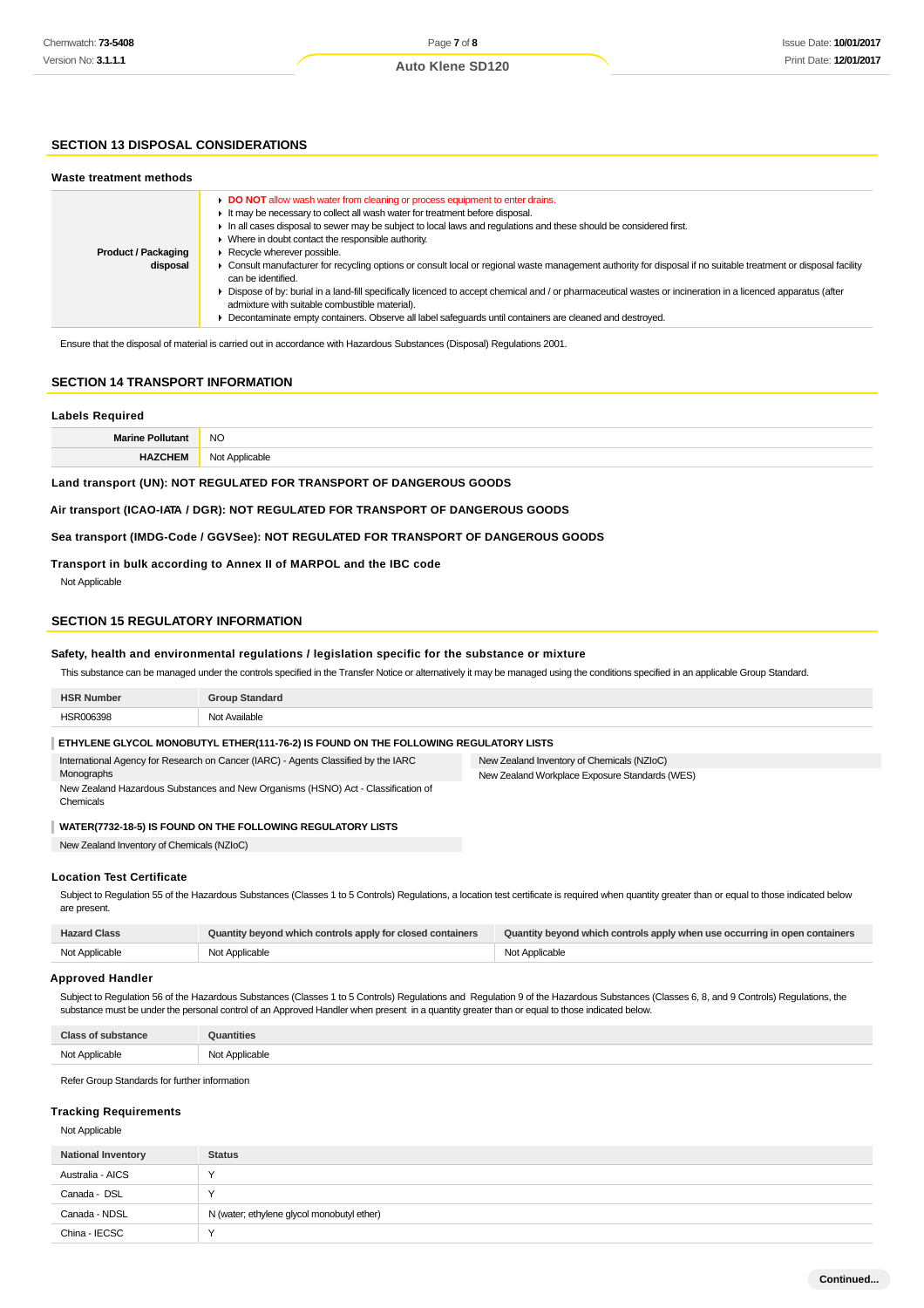## SECTION 13 DISPOSAL CONSIDERATIONS

### Waste treatment methods

| | |
|---|---|
| **Product / Packaging disposal** | ▸ **DO NOT** allow wash water from cleaning or process equipment to enter drains.<br>▸ It may be necessary to collect all wash water for treatment before disposal.<br>▸ In all cases disposal to sewer may be subject to local laws and regulations and these should be considered first.<br>▸ Where in doubt contact the responsible authority.<br>▸ Recycle wherever possible.<br>▸ Consult manufacturer for recycling options or consult local or regional waste management authority for disposal if no suitable treatment or disposal facility can be identified.<br>▸ Dispose of by: burial in a land-fill specifically licenced to accept chemical and / or pharmaceutical wastes or incineration in a licenced apparatus (after admixture with suitable combustible material).<br>▸ Decontaminate empty containers. Observe all label safeguards until containers are cleaned and destroyed. |

Ensure that the disposal of material is carried out in accordance with Hazardous Substances (Disposal) Regulations 2001.

## SECTION 14 TRANSPORT INFORMATION

### Labels Required

| | |
|---|---|
| **Marine Pollutant** | NO |
| **HAZCHEM** | Not Applicable |

**Land transport (UN): NOT REGULATED FOR TRANSPORT OF DANGEROUS GOODS**

**Air transport (ICAO-IATA / DGR): NOT REGULATED FOR TRANSPORT OF DANGEROUS GOODS**

**Sea transport (IMDG-Code / GGVSee): NOT REGULATED FOR TRANSPORT OF DANGEROUS GOODS**

**Transport in bulk according to Annex II of MARPOL and the IBC code**

Not Applicable

## SECTION 15 REGULATORY INFORMATION

### Safety, health and environmental regulations / legislation specific for the substance or mixture

This substance can be managed under the controls specified in the Transfer Notice or alternatively it may be managed using the conditions specified in an applicable Group Standard.

| HSR Number | Group Standard |
|---|---|
| HSR006398 | Not Available |

**ETHYLENE GLYCOL MONOBUTYL ETHER(111-76-2) IS FOUND ON THE FOLLOWING REGULATORY LISTS**

| | |
|---|---|
| International Agency for Research on Cancer (IARC) - Agents Classified by the IARC Monographs | New Zealand Inventory of Chemicals (NZIoC) |
| New Zealand Hazardous Substances and New Organisms (HSNO) Act - Classification of Chemicals | New Zealand Workplace Exposure Standards (WES) |

**WATER(7732-18-5) IS FOUND ON THE FOLLOWING REGULATORY LISTS**

New Zealand Inventory of Chemicals (NZIoC)

### Location Test Certificate

Subject to Regulation 55 of the Hazardous Substances (Classes 1 to 5 Controls) Regulations, a location test certificate is required when quantity greater than or equal to those indicated below are present.

| Hazard Class | Quantity beyond which controls apply for closed containers | Quantity beyond which controls apply when use occurring in open containers |
|---|---|---|
| Not Applicable | Not Applicable | Not Applicable |

### Approved Handler

Subject to Regulation 56 of the Hazardous Substances (Classes 1 to 5 Controls) Regulations and Regulation 9 of the Hazardous Substances (Classes 6, 8, and 9 Controls) Regulations, the substance must be under the personal control of an Approved Handler when present in a quantity greater than or equal to those indicated below.

| Class of substance | Quantities |
|---|---|
| Not Applicable | Not Applicable |

Refer Group Standards for further information

### Tracking Requirements

Not Applicable

| National Inventory | Status |
|---|---|
| Australia - AICS | Y |
| Canada - DSL | Y |
| Canada - NDSL | N (water; ethylene glycol monobutyl ether) |
| China - IECSC | Y |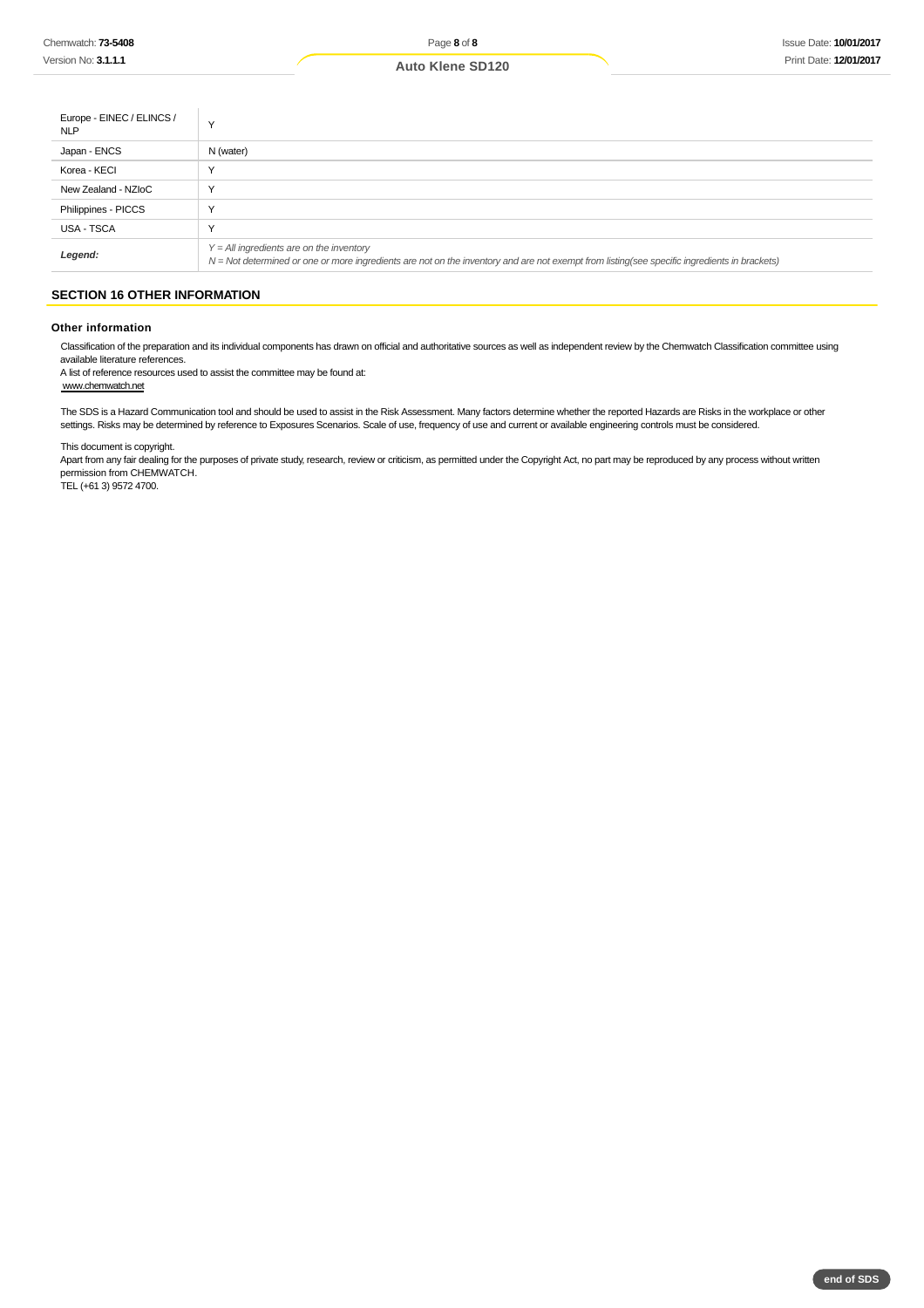| | |
|---|---|
| Europe - EINEC / ELINCS / NLP | Y |
| Japan - ENCS | N (water) |
| Korea - KECI | Y |
| New Zealand - NZIoC | Y |
| Philippines - PICCS | Y |
| USA - TSCA | Y |
| ***Legend:*** | *Y = All ingredients are on the inventory*<br>*N = Not determined or one or more ingredients are not on the inventory and are not exempt from listing(see specific ingredients in brackets)* |

## SECTION 16 OTHER INFORMATION

### Other information

Classification of the preparation and its individual components has drawn on official and authoritative sources as well as independent review by the Chemwatch Classification committee using available literature references.
A list of reference resources used to assist the committee may be found at:
www.chemwatch.net

The SDS is a Hazard Communication tool and should be used to assist in the Risk Assessment. Many factors determine whether the reported Hazards are Risks in the workplace or other settings. Risks may be determined by reference to Exposures Scenarios. Scale of use, frequency of use and current or available engineering controls must be considered.

This document is copyright.
Apart from any fair dealing for the purposes of private study, research, review or criticism, as permitted under the Copyright Act, no part may be reproduced by any process without written permission from CHEMWATCH.
TEL (+61 3) 9572 4700.

end of SDS